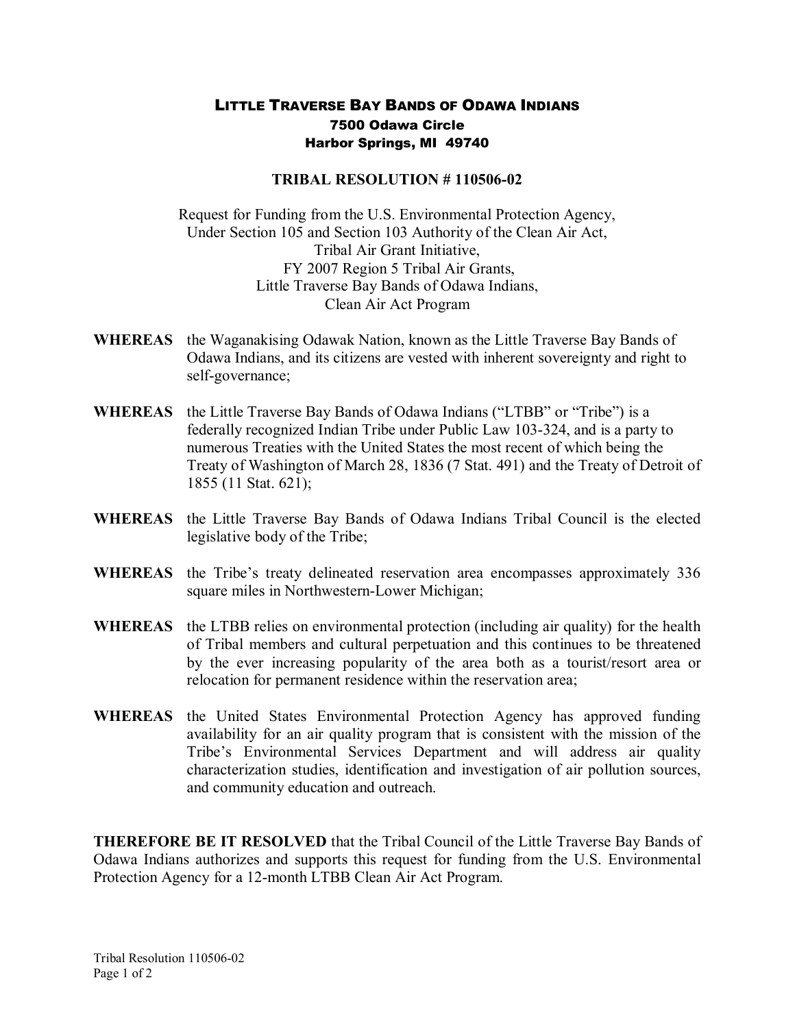# LITTLE TRAVERSE BAY BANDS OF ODAWA INDIANS

**7500 Odawa Circle**
**Harbor Springs, MI 49740**

## TRIBAL RESOLUTION # 110506-02

Request for Funding from the U.S. Environmental Protection Agency,
Under Section 105 and Section 103 Authority of the Clean Air Act,
Tribal Air Grant Initiative,
FY 2007 Region 5 Tribal Air Grants,
Little Traverse Bay Bands of Odawa Indians,
Clean Air Act Program

**WHEREAS** the Waganakising Odawak Nation, known as the Little Traverse Bay Bands of Odawa Indians, and its citizens are vested with inherent sovereignty and right to self-governance;

**WHEREAS** the Little Traverse Bay Bands of Odawa Indians ("LTBB" or "Tribe") is a federally recognized Indian Tribe under Public Law 103-324, and is a party to numerous Treaties with the United States the most recent of which being the Treaty of Washington of March 28, 1836 (7 Stat. 491) and the Treaty of Detroit of 1855 (11 Stat. 621);

**WHEREAS** the Little Traverse Bay Bands of Odawa Indians Tribal Council is the elected legislative body of the Tribe;

**WHEREAS** the Tribe's treaty delineated reservation area encompasses approximately 336 square miles in Northwestern-Lower Michigan;

**WHEREAS** the LTBB relies on environmental protection (including air quality) for the health of Tribal members and cultural perpetuation and this continues to be threatened by the ever increasing popularity of the area both as a tourist/resort area or relocation for permanent residence within the reservation area;

**WHEREAS** the United States Environmental Protection Agency has approved funding availability for an air quality program that is consistent with the mission of the Tribe's Environmental Services Department and will address air quality characterization studies, identification and investigation of air pollution sources, and community education and outreach.

**THEREFORE BE IT RESOLVED** that the Tribal Council of the Little Traverse Bay Bands of Odawa Indians authorizes and supports this request for funding from the U.S. Environmental Protection Agency for a 12-month LTBB Clean Air Act Program.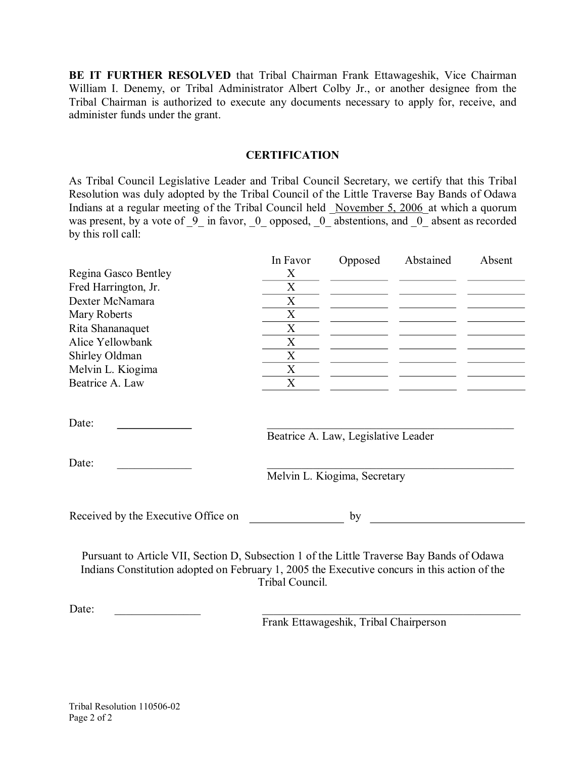**BE IT FURTHER RESOLVED** that Tribal Chairman Frank Ettawageshik, Vice Chairman William I. Denemy, or Tribal Administrator Albert Colby Jr., or another designee from the Tribal Chairman is authorized to execute any documents necessary to apply for, receive, and administer funds under the grant.

## CERTIFICATION

As Tribal Council Legislative Leader and Tribal Council Secretary, we certify that this Tribal Resolution was duly adopted by the Tribal Council of the Little Traverse Bay Bands of Odawa Indians at a regular meeting of the Tribal Council held _November 5, 2006_ at which a quorum was present, by a vote of _9_ in favor, _0_ opposed, _0_ abstentions, and _0_ absent as recorded by this roll call:

| | In Favor | Opposed | Abstained | Absent |
|---|---|---|---|---|
| Regina Gasco Bentley | X | | | |
| Fred Harrington, Jr. | X | | | |
| Dexter McNamara | X | | | |
| Mary Roberts | X | | | |
| Rita Shananaquet | X | | | |
| Alice Yellowbank | X | | | |
| Shirley Oldman | X | | | |
| Melvin L. Kiogima | X | | | |
| Beatrice A. Law | X | | | |

Date: _____________ _____________________________________________
Beatrice A. Law, Legislative Leader

Date: _____________ _____________________________________________
Melvin L. Kiogima, Secretary

Received by the Executive Office on ________________ by ___________________________

Pursuant to Article VII, Section D, Subsection 1 of the Little Traverse Bay Bands of Odawa Indians Constitution adopted on February 1, 2005 the Executive concurs in this action of the Tribal Council.

Date: _______________ _____________________________________________
Frank Ettawageshik, Tribal Chairperson

Tribal Resolution 110506-02